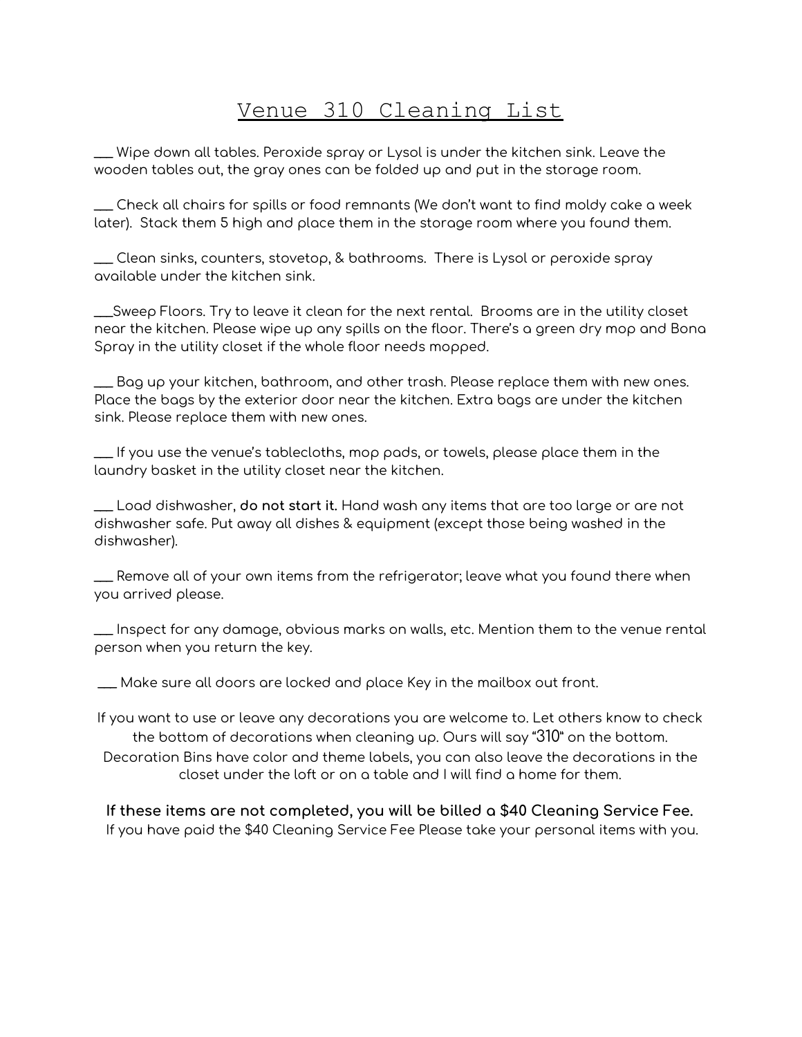# Venue 310 Cleaning List

___ Wipe down all tables. Peroxide spray or Lysol is under the kitchen sink. Leave the wooden tables out, the gray ones can be folded up and put in the storage room.

___ Check all chairs for spills or food remnants (We don't want to find moldy cake a week later). Stack them 5 high and place them in the storage room where you found them.

___ Clean sinks, counters, stovetop, & bathrooms. There is Lysol or peroxide spray available under the kitchen sink.

___Sweep Floors. Try to leave it clean for the next rental. Brooms are in the utility closet near the kitchen. Please wipe up any spills on the floor. There's a green dry mop and Bona Spray in the utility closet if the whole floor needs mopped.

___ Bag up your kitchen, bathroom, and other trash. Please replace them with new ones. Place the bags by the exterior door near the kitchen. Extra bags are under the kitchen sink. Please replace them with new ones.

___ If you use the venue's tablecloths, mop pads, or towels, please place them in the laundry basket in the utility closet near the kitchen.

___ Load dishwasher, **do not start it.** Hand wash any items that are too large or are not dishwasher safe. Put away all dishes & equipment (except those being washed in the dishwasher).

___ Remove all of your own items from the refrigerator; leave what you found there when you arrived please.

___ Inspect for any damage, obvious marks on walls, etc. Mention them to the venue rental person when you return the key.

___ Make sure all doors are locked and place Key in the mailbox out front.

If you want to use or leave any decorations you are welcome to. Let others know to check the bottom of decorations when cleaning up. Ours will say "310" on the bottom. Decoration Bins have color and theme labels, you can also leave the decorations in the closet under the loft or on a table and I will find a home for them.

**If these items are not completed, you will be billed a $40 Cleaning Service Fee.**
If you have paid the $40 Cleaning Service Fee Please take your personal items with you.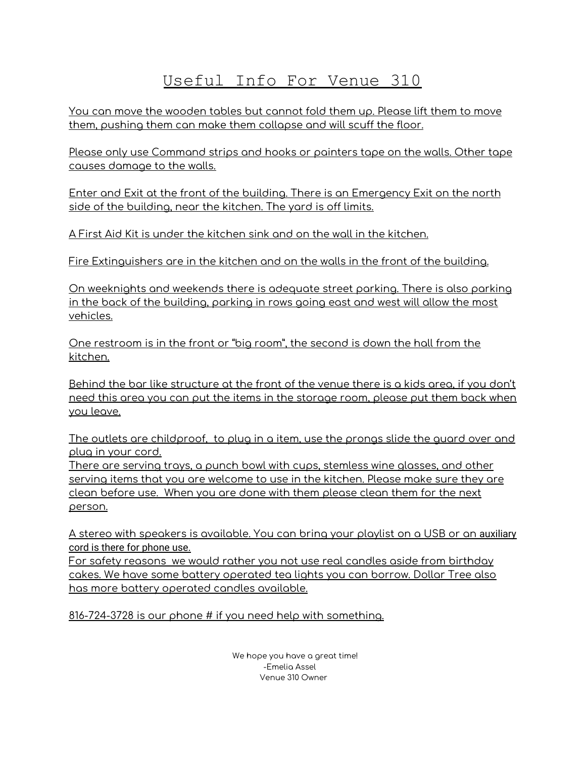# Useful Info For Venue 310

You can move the wooden tables but cannot fold them up. Please lift them to move them, pushing them can make them collapse and will scuff the floor.

Please only use Command strips and hooks or painters tape on the walls. Other tape causes damage to the walls.

Enter and Exit at the front of the building. There is an Emergency Exit on the north side of the building, near the kitchen. The yard is off limits.

A First Aid Kit is under the kitchen sink and on the wall in the kitchen.

Fire Extinguishers are in the kitchen and on the walls in the front of the building.

On weeknights and weekends there is adequate street parking. There is also parking in the back of the building, parking in rows going east and west will allow the most vehicles.

One restroom is in the front or "big room", the second is down the hall from the kitchen.

Behind the bar like structure at the front of the venue there is a kids area, if you don't need this area you can put the items in the storage room, please put them back when you leave.

The outlets are childproof, to plug in a item, use the prongs slide the guard over and plug in your cord.
There are serving trays, a punch bowl with cups, stemless wine glasses, and other serving items that you are welcome to use in the kitchen. Please make sure they are clean before use. When you are done with them please clean them for the next person.

A stereo with speakers is available. You can bring your playlist on a USB or an auxiliary cord is there for phone use.
For safety reasons we would rather you not use real candles aside from birthday cakes. We have some battery operated tea lights you can borrow. Dollar Tree also has more battery operated candles available.

816-724-3728 is our phone # if you need help with something.

We hope you have a great time!
-Emelia Assel
Venue 310 Owner